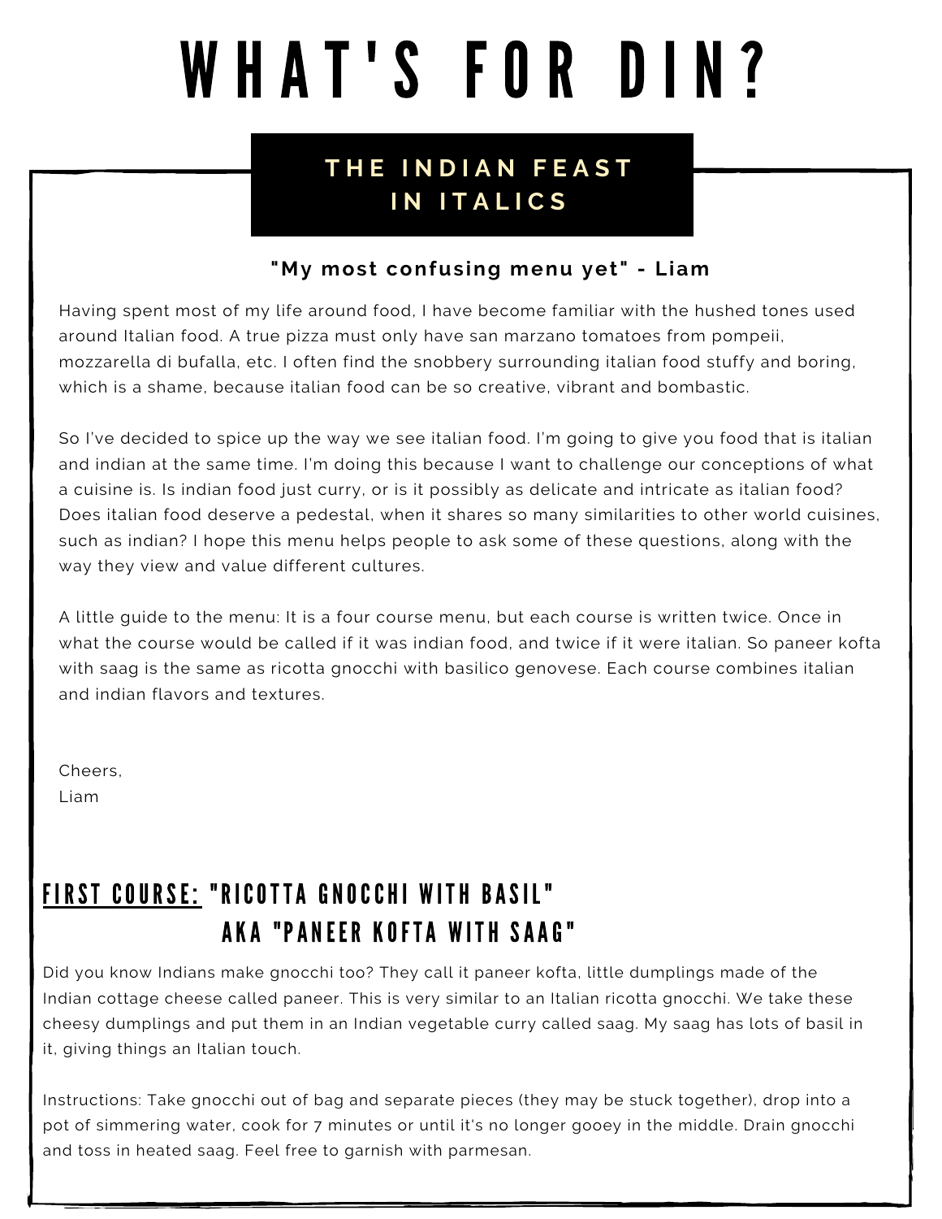# WHAT'S FOR DIN?

## THE INDIAN FEAST IN ITALICS

**"My most confusing menu yet" - Liam**

Having spent most of my life around food, I have become familiar with the hushed tones used around Italian food. A true pizza must only have san marzano tomatoes from pompeii, mozzarella di bufalla, etc. I often find the snobbery surrounding italian food stuffy and boring, which is a shame, because italian food can be so creative, vibrant and bombastic.

So I've decided to spice up the way we see italian food. I'm going to give you food that is italian and indian at the same time. I'm doing this because I want to challenge our conceptions of what a cuisine is. Is indian food just curry, or is it possibly as delicate and intricate as italian food? Does italian food deserve a pedestal, when it shares so many similarities to other world cuisines, such as indian? I hope this menu helps people to ask some of these questions, along with the way they view and value different cultures.

A little guide to the menu: It is a four course menu, but each course is written twice. Once in what the course would be called if it was indian food, and twice if it were italian. So paneer kofta with saag is the same as ricotta gnocchi with basilico genovese. Each course combines italian and indian flavors and textures.

Cheers,
Liam

### FIRST COURSE: "RICOTTA GNOCCHI WITH BASIL" AKA "PANEER KOFTA WITH SAAG"

Did you know Indians make gnocchi too? They call it paneer kofta, little dumplings made of the Indian cottage cheese called paneer. This is very similar to an Italian ricotta gnocchi. We take these cheesy dumplings and put them in an Indian vegetable curry called saag. My saag has lots of basil in it, giving things an Italian touch.

Instructions: Take gnocchi out of bag and separate pieces (they may be stuck together), drop into a pot of simmering water, cook for 7 minutes or until it's no longer gooey in the middle. Drain gnocchi and toss in heated saag. Feel free to garnish with parmesan.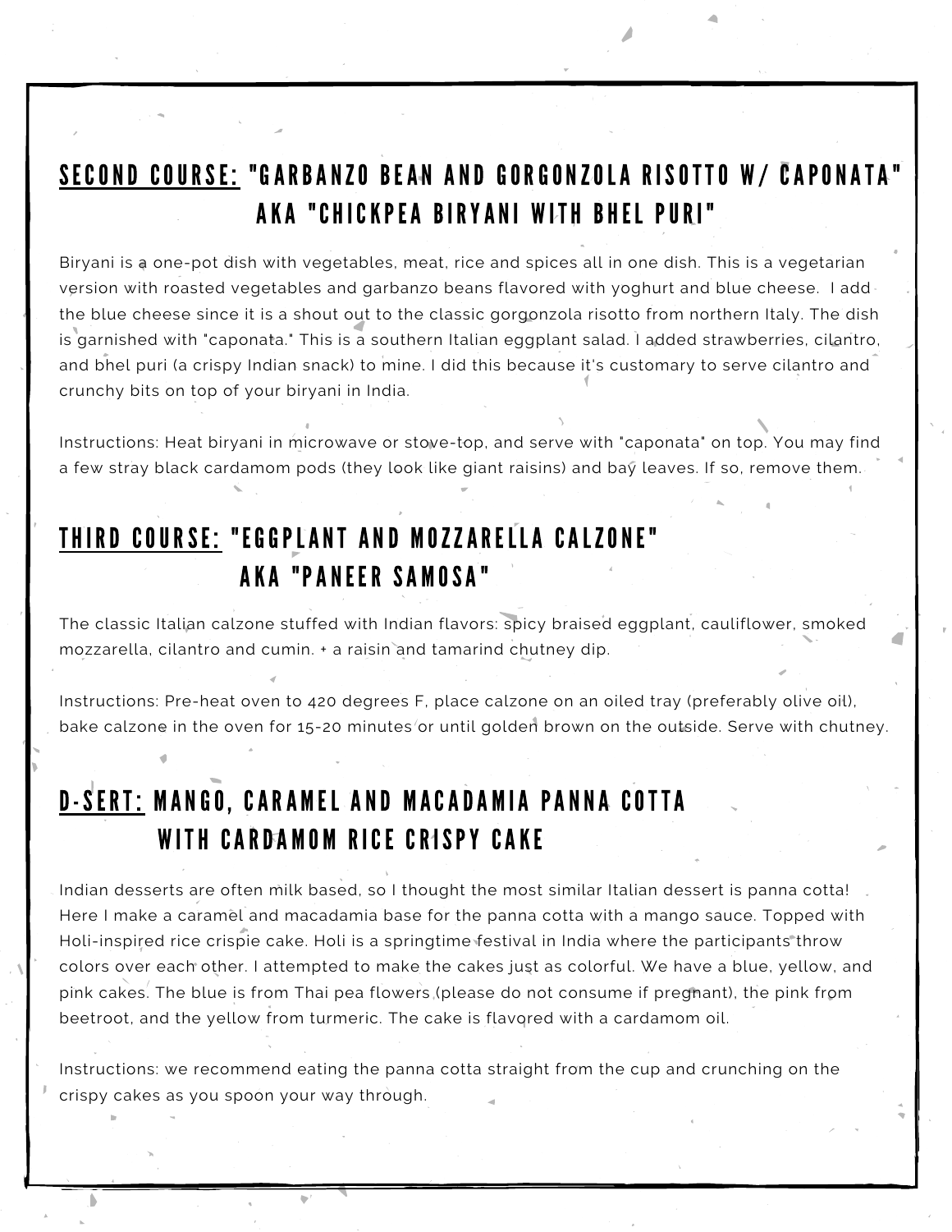## SECOND COURSE: "GARBANZO BEAN AND GORGONZOLA RISOTTO W/ CAPONATA" AKA "CHICKPEA BIRYANI WITH BHEL PURI"

Biryani is a one-pot dish with vegetables, meat, rice and spices all in one dish. This is a vegetarian version with roasted vegetables and garbanzo beans flavored with yoghurt and blue cheese. I add the blue cheese since it is a shout out to the classic gorgonzola risotto from northern Italy. The dish is garnished with "caponata." This is a southern Italian eggplant salad. I added strawberries, cilantro, and bhel puri (a crispy Indian snack) to mine. I did this because it's customary to serve cilantro and crunchy bits on top of your biryani in India.

Instructions: Heat biryani in microwave or stove-top, and serve with "caponata" on top. You may find a few stray black cardamom pods (they look like giant raisins) and bay leaves. If so, remove them.

## THIRD COURSE: "EGGPLANT AND MOZZARELLA CALZONE" AKA "PANEER SAMOSA"

The classic Italian calzone stuffed with Indian flavors: spicy braised eggplant, cauliflower, smoked mozzarella, cilantro and cumin. + a raisin and tamarind chutney dip.

Instructions: Pre-heat oven to 420 degrees F, place calzone on an oiled tray (preferably olive oil), bake calzone in the oven for 15-20 minutes or until golden brown on the outside. Serve with chutney.

## D-SERT: MANGO, CARAMEL AND MACADAMIA PANNA COTTA WITH CARDAMOM RICE CRISPY CAKE

Indian desserts are often milk based, so I thought the most similar Italian dessert is panna cotta! Here I make a caramel and macadamia base for the panna cotta with a mango sauce. Topped with Holi-inspired rice crispie cake. Holi is a springtime festival in India where the participants throw colors over each other. I attempted to make the cakes just as colorful. We have a blue, yellow, and pink cakes. The blue is from Thai pea flowers (please do not consume if pregnant), the pink from beetroot, and the yellow from turmeric. The cake is flavored with a cardamom oil.

Instructions: we recommend eating the panna cotta straight from the cup and crunching on the crispy cakes as you spoon your way through.